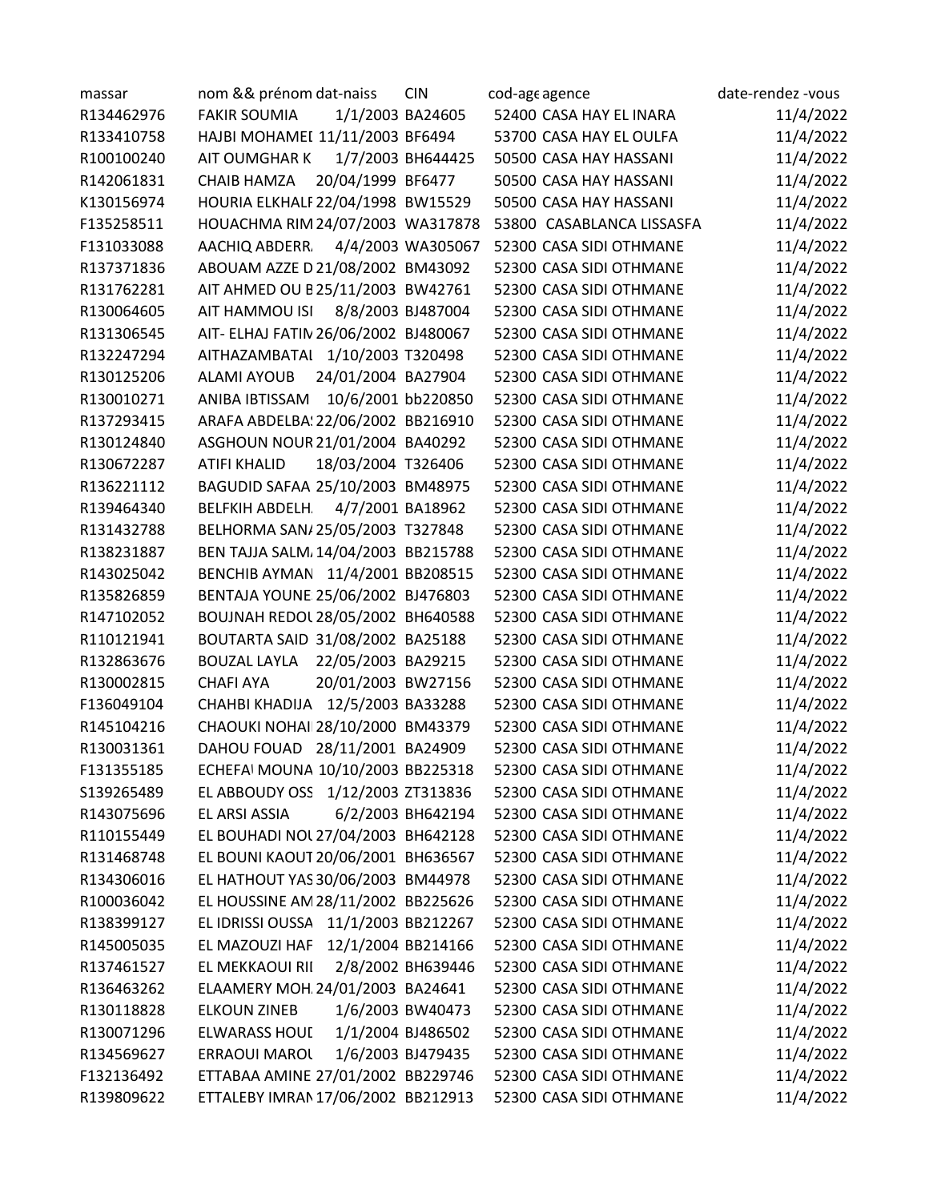| massar | nom && prénom | dat-naiss | CIN | cod-age | agence | date-rendez -vous |
|---|---|---|---|---|---|---|
| R134462976 | FAKIR SOUMIA | 1/1/2003 | BA24605 | 52400 | CASA HAY EL INARA | 11/4/2022 |
| R133410758 | HAJBI MOHAMEI | 11/11/2003 | BF6494 | 53700 | CASA HAY EL OULFA | 11/4/2022 |
| R100100240 | AIT OUMGHAR K | 1/7/2003 | BH644425 | 50500 | CASA HAY HASSANI | 11/4/2022 |
| R142061831 | CHAIB HAMZA | 20/04/1999 | BF6477 | 50500 | CASA HAY HASSANI | 11/4/2022 |
| K130156974 | HOURIA ELKHALF | 22/04/1998 | BW15529 | 50500 | CASA HAY HASSANI | 11/4/2022 |
| F135258511 | HOUACHMA RIM | 24/07/2003 | WA317878 | 53800 | CASABLANCA LISSASFA | 11/4/2022 |
| F131033088 | AACHIQ ABDERR. | 4/4/2003 | WA305067 | 52300 | CASA SIDI OTHMANE | 11/4/2022 |
| R137371836 | ABOUAM AZZE D | 21/08/2002 | BM43092 | 52300 | CASA SIDI OTHMANE | 11/4/2022 |
| R131762281 | AIT AHMED OU E | 25/11/2003 | BW42761 | 52300 | CASA SIDI OTHMANE | 11/4/2022 |
| R130064605 | AIT HAMMOU ISI | 8/8/2003 | BJ487004 | 52300 | CASA SIDI OTHMANE | 11/4/2022 |
| R131306545 | AIT- ELHAJ FATIM | 26/06/2002 | BJ480067 | 52300 | CASA SIDI OTHMANE | 11/4/2022 |
| R132247294 | AITHAZAMBATAI | 1/10/2003 | T320498 | 52300 | CASA SIDI OTHMANE | 11/4/2022 |
| R130125206 | ALAMI AYOUB | 24/01/2004 | BA27904 | 52300 | CASA SIDI OTHMANE | 11/4/2022 |
| R130010271 | ANIBA IBTISSAM | 10/6/2001 | bb220850 | 52300 | CASA SIDI OTHMANE | 11/4/2022 |
| R137293415 | ARAFA ABDELBA | 22/06/2002 | BB216910 | 52300 | CASA SIDI OTHMANE | 11/4/2022 |
| R130124840 | ASGHOUN NOUR | 21/01/2004 | BA40292 | 52300 | CASA SIDI OTHMANE | 11/4/2022 |
| R130672287 | ATIFI KHALID | 18/03/2004 | T326406 | 52300 | CASA SIDI OTHMANE | 11/4/2022 |
| R136221112 | BAGUDID SAFAA | 25/10/2003 | BM48975 | 52300 | CASA SIDI OTHMANE | 11/4/2022 |
| R139464340 | BELFKIH ABDELH. | 4/7/2001 | BA18962 | 52300 | CASA SIDI OTHMANE | 11/4/2022 |
| R131432788 | BELHORMA SAN/ | 25/05/2003 | T327848 | 52300 | CASA SIDI OTHMANE | 11/4/2022 |
| R138231887 | BEN TAJJA SALM. | 14/04/2003 | BB215788 | 52300 | CASA SIDI OTHMANE | 11/4/2022 |
| R143025042 | BENCHIB AYMAN | 11/4/2001 | BB208515 | 52300 | CASA SIDI OTHMANE | 11/4/2022 |
| R135826859 | BENTAJA YOUNE | 25/06/2002 | BJ476803 | 52300 | CASA SIDI OTHMANE | 11/4/2022 |
| R147102052 | BOUJNAH REDOI | 28/05/2002 | BH640588 | 52300 | CASA SIDI OTHMANE | 11/4/2022 |
| R110121941 | BOUTARTA SAID | 31/08/2002 | BA25188 | 52300 | CASA SIDI OTHMANE | 11/4/2022 |
| R132863676 | BOUZAL LAYLA | 22/05/2003 | BA29215 | 52300 | CASA SIDI OTHMANE | 11/4/2022 |
| R130002815 | CHAFI AYA | 20/01/2003 | BW27156 | 52300 | CASA SIDI OTHMANE | 11/4/2022 |
| F136049104 | CHAHBI KHADIJA | 12/5/2003 | BA33288 | 52300 | CASA SIDI OTHMANE | 11/4/2022 |
| R145104216 | CHAOUKI NOHAI | 28/10/2000 | BM43379 | 52300 | CASA SIDI OTHMANE | 11/4/2022 |
| R130031361 | DAHOU FOUAD | 28/11/2001 | BA24909 | 52300 | CASA SIDI OTHMANE | 11/4/2022 |
| F131355185 | ECHEFAI MOUNA | 10/10/2003 | BB225318 | 52300 | CASA SIDI OTHMANE | 11/4/2022 |
| S139265489 | EL ABBOUDY OSS | 1/12/2003 | ZT313836 | 52300 | CASA SIDI OTHMANE | 11/4/2022 |
| R143075696 | EL ARSI ASSIA | 6/2/2003 | BH642194 | 52300 | CASA SIDI OTHMANE | 11/4/2022 |
| R110155449 | EL BOUHADI NOI | 27/04/2003 | BH642128 | 52300 | CASA SIDI OTHMANE | 11/4/2022 |
| R131468748 | EL BOUNI KAOUT | 20/06/2001 | BH636567 | 52300 | CASA SIDI OTHMANE | 11/4/2022 |
| R134306016 | EL HATHOUT YAS | 30/06/2003 | BM44978 | 52300 | CASA SIDI OTHMANE | 11/4/2022 |
| R100036042 | EL HOUSSINE AM | 28/11/2002 | BB225626 | 52300 | CASA SIDI OTHMANE | 11/4/2022 |
| R138399127 | EL IDRISSI OUSSA | 11/1/2003 | BB212267 | 52300 | CASA SIDI OTHMANE | 11/4/2022 |
| R145005035 | EL MAZOUZI HAF | 12/1/2004 | BB214166 | 52300 | CASA SIDI OTHMANE | 11/4/2022 |
| R137461527 | EL MEKKAOUI RII | 2/8/2002 | BH639446 | 52300 | CASA SIDI OTHMANE | 11/4/2022 |
| R136463262 | ELAAMERY MOH. | 24/01/2003 | BA24641 | 52300 | CASA SIDI OTHMANE | 11/4/2022 |
| R130118828 | ELKOUN ZINEB | 1/6/2003 | BW40473 | 52300 | CASA SIDI OTHMANE | 11/4/2022 |
| R130071296 | ELWARASS HOUI | 1/1/2004 | BJ486502 | 52300 | CASA SIDI OTHMANE | 11/4/2022 |
| R134569627 | ERRAOUI MAROI | 1/6/2003 | BJ479435 | 52300 | CASA SIDI OTHMANE | 11/4/2022 |
| F132136492 | ETTABAA AMINE | 27/01/2002 | BB229746 | 52300 | CASA SIDI OTHMANE | 11/4/2022 |
| R139809622 | ETTALEBY IMRAN | 17/06/2002 | BB212913 | 52300 | CASA SIDI OTHMANE | 11/4/2022 |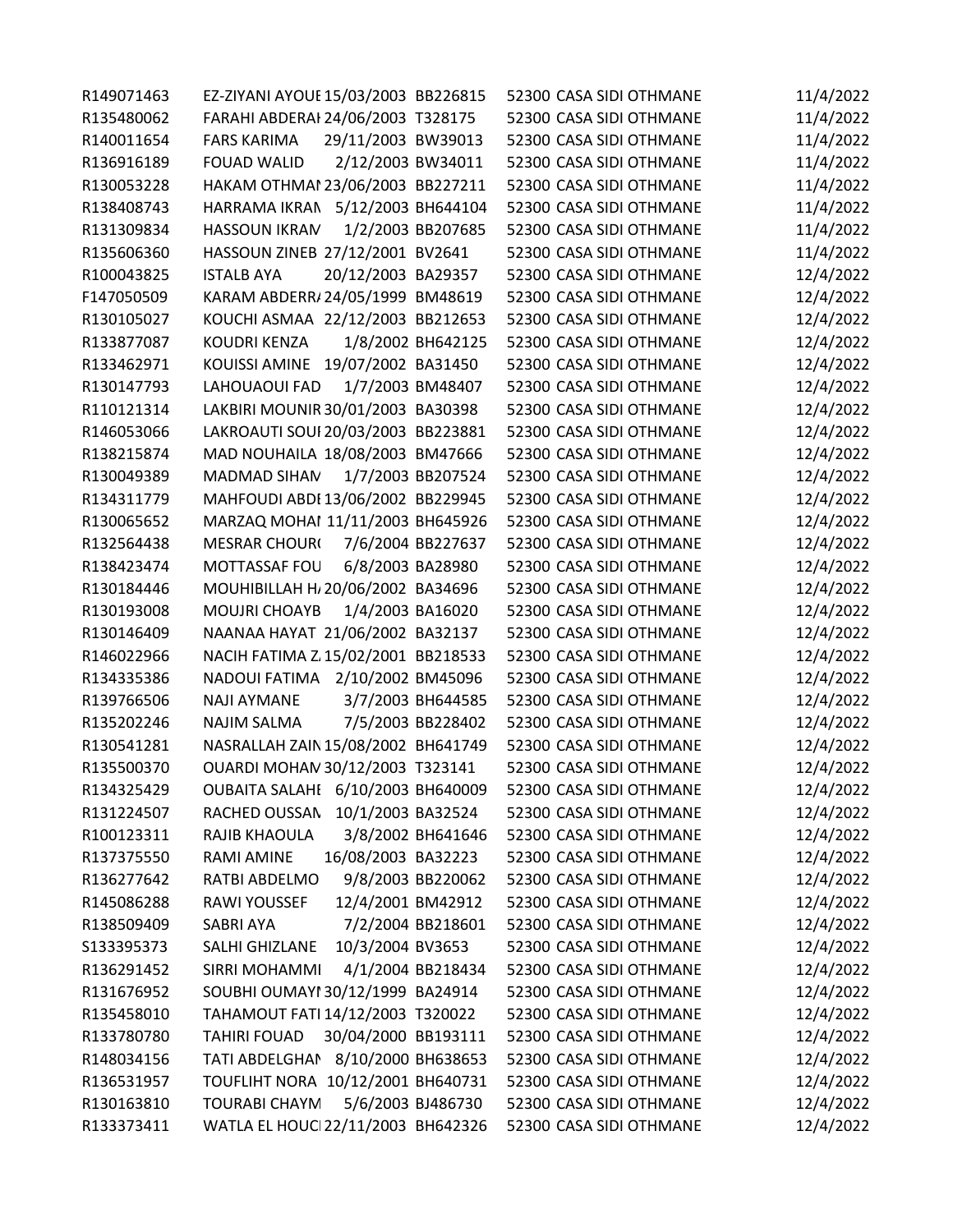| | | | | | | |
|---|---|---|---|---|---|---|
| R149071463 | EZ-ZIYANI AYOUE | 15/03/2003 | BB226815 | 52300 | CASA SIDI OTHMANE | 11/4/2022 |
| R135480062 | FARAHI ABDERAI | 24/06/2003 | T328175 | 52300 | CASA SIDI OTHMANE | 11/4/2022 |
| R140011654 | FARS KARIMA | 29/11/2003 | BW39013 | 52300 | CASA SIDI OTHMANE | 11/4/2022 |
| R136916189 | FOUAD WALID | 2/12/2003 | BW34011 | 52300 | CASA SIDI OTHMANE | 11/4/2022 |
| R130053228 | HAKAM OTHMAI | 23/06/2003 | BB227211 | 52300 | CASA SIDI OTHMANE | 11/4/2022 |
| R138408743 | HARRAMA IKRAN | 5/12/2003 | BH644104 | 52300 | CASA SIDI OTHMANE | 11/4/2022 |
| R131309834 | HASSOUN IKRAM | 1/2/2003 | BB207685 | 52300 | CASA SIDI OTHMANE | 11/4/2022 |
| R135606360 | HASSOUN ZINEB | 27/12/2001 | BV2641 | 52300 | CASA SIDI OTHMANE | 11/4/2022 |
| R100043825 | ISTALB AYA | 20/12/2003 | BA29357 | 52300 | CASA SIDI OTHMANE | 12/4/2022 |
| F147050509 | KARAM ABDERR/ | 24/05/1999 | BM48619 | 52300 | CASA SIDI OTHMANE | 12/4/2022 |
| R130105027 | KOUCHI ASMAA | 22/12/2003 | BB212653 | 52300 | CASA SIDI OTHMANE | 12/4/2022 |
| R133877087 | KOUDRI KENZA | 1/8/2002 | BH642125 | 52300 | CASA SIDI OTHMANE | 12/4/2022 |
| R133462971 | KOUISSI AMINE | 19/07/2002 | BA31450 | 52300 | CASA SIDI OTHMANE | 12/4/2022 |
| R130147793 | LAHOUAOUI FAD | 1/7/2003 | BM48407 | 52300 | CASA SIDI OTHMANE | 12/4/2022 |
| R110121314 | LAKBIRI MOUNIR | 30/01/2003 | BA30398 | 52300 | CASA SIDI OTHMANE | 12/4/2022 |
| R146053066 | LAKROAUTI SOUI | 20/03/2003 | BB223881 | 52300 | CASA SIDI OTHMANE | 12/4/2022 |
| R138215874 | MAD NOUHAILA | 18/08/2003 | BM47666 | 52300 | CASA SIDI OTHMANE | 12/4/2022 |
| R130049389 | MADMAD SIHAM | 1/7/2003 | BB207524 | 52300 | CASA SIDI OTHMANE | 12/4/2022 |
| R134311779 | MAHFOUDI ABDI | 13/06/2002 | BB229945 | 52300 | CASA SIDI OTHMANE | 12/4/2022 |
| R130065652 | MARZAQ MOHAI | 11/11/2003 | BH645926 | 52300 | CASA SIDI OTHMANE | 12/4/2022 |
| R132564438 | MESRAR CHOUR( | 7/6/2004 | BB227637 | 52300 | CASA SIDI OTHMANE | 12/4/2022 |
| R138423474 | MOTTASSAF FOU | 6/8/2003 | BA28980 | 52300 | CASA SIDI OTHMANE | 12/4/2022 |
| R130184446 | MOUHIBILLAH H/ | 20/06/2002 | BA34696 | 52300 | CASA SIDI OTHMANE | 12/4/2022 |
| R130193008 | MOUJRI CHOAYB | 1/4/2003 | BA16020 | 52300 | CASA SIDI OTHMANE | 12/4/2022 |
| R130146409 | NAANAA HAYAT | 21/06/2002 | BA32137 | 52300 | CASA SIDI OTHMANE | 12/4/2022 |
| R146022966 | NACIH FATIMA Z/ | 15/02/2001 | BB218533 | 52300 | CASA SIDI OTHMANE | 12/4/2022 |
| R134335386 | NADOUI FATIMA | 2/10/2002 | BM45096 | 52300 | CASA SIDI OTHMANE | 12/4/2022 |
| R139766506 | NAJI AYMANE | 3/7/2003 | BH644585 | 52300 | CASA SIDI OTHMANE | 12/4/2022 |
| R135202246 | NAJIM SALMA | 7/5/2003 | BB228402 | 52300 | CASA SIDI OTHMANE | 12/4/2022 |
| R130541281 | NASRALLAH ZAIN | 15/08/2002 | BH641749 | 52300 | CASA SIDI OTHMANE | 12/4/2022 |
| R135500370 | OUARDI MOHAM | 30/12/2003 | T323141 | 52300 | CASA SIDI OTHMANE | 12/4/2022 |
| R134325429 | OUBAITA SALAHI | 6/10/2003 | BH640009 | 52300 | CASA SIDI OTHMANE | 12/4/2022 |
| R131224507 | RACHED OUSSAN | 10/1/2003 | BA32524 | 52300 | CASA SIDI OTHMANE | 12/4/2022 |
| R100123311 | RAJIB KHAOULA | 3/8/2002 | BH641646 | 52300 | CASA SIDI OTHMANE | 12/4/2022 |
| R137375550 | RAMI AMINE | 16/08/2003 | BA32223 | 52300 | CASA SIDI OTHMANE | 12/4/2022 |
| R136277642 | RATBI ABDELMO | 9/8/2003 | BB220062 | 52300 | CASA SIDI OTHMANE | 12/4/2022 |
| R145086288 | RAWI YOUSSEF | 12/4/2001 | BM42912 | 52300 | CASA SIDI OTHMANE | 12/4/2022 |
| R138509409 | SABRI AYA | 7/2/2004 | BB218601 | 52300 | CASA SIDI OTHMANE | 12/4/2022 |
| S133395373 | SALHI GHIZLANE | 10/3/2004 | BV3653 | 52300 | CASA SIDI OTHMANE | 12/4/2022 |
| R136291452 | SIRRI MOHAMMI | 4/1/2004 | BB218434 | 52300 | CASA SIDI OTHMANE | 12/4/2022 |
| R131676952 | SOUBHI OUMAYI | 30/12/1999 | BA24914 | 52300 | CASA SIDI OTHMANE | 12/4/2022 |
| R135458010 | TAHAMOUT FATI | 14/12/2003 | T320022 | 52300 | CASA SIDI OTHMANE | 12/4/2022 |
| R133780780 | TAHIRI FOUAD | 30/04/2000 | BB193111 | 52300 | CASA SIDI OTHMANE | 12/4/2022 |
| R148034156 | TATI ABDELGHAI | 8/10/2000 | BH638653 | 52300 | CASA SIDI OTHMANE | 12/4/2022 |
| R136531957 | TOUFLIHT NORA | 10/12/2001 | BH640731 | 52300 | CASA SIDI OTHMANE | 12/4/2022 |
| R130163810 | TOURABI CHAYM | 5/6/2003 | BJ486730 | 52300 | CASA SIDI OTHMANE | 12/4/2022 |
| R133373411 | WATLA EL HOUCI | 22/11/2003 | BH642326 | 52300 | CASA SIDI OTHMANE | 12/4/2022 |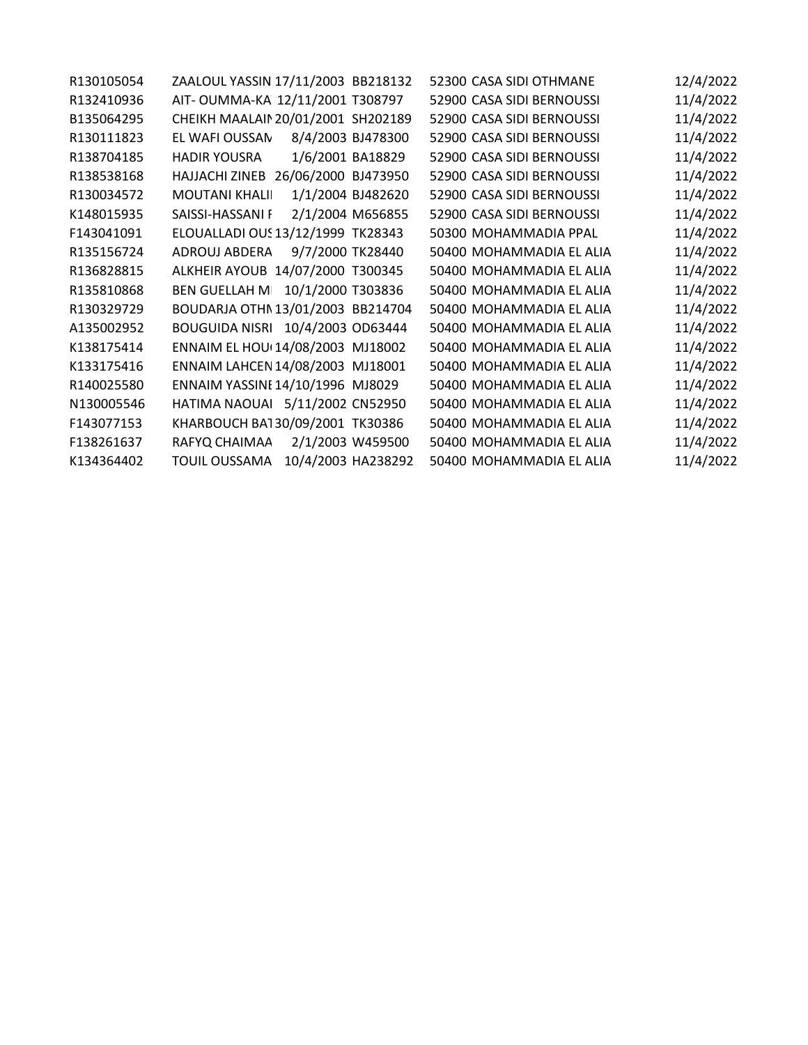| | | | | | | |
|---|---|---|---|---|---|---|
| R130105054 | ZAALOUL YASSIN | 17/11/2003 | BB218132 | 52300 | CASA SIDI OTHMANE | 12/4/2022 |
| R132410936 | AIT- OUMMA-KA | 12/11/2001 | T308797 | 52900 | CASA SIDI BERNOUSSI | 11/4/2022 |
| B135064295 | CHEIKH MAALAIN | 20/01/2001 | SH202189 | 52900 | CASA SIDI BERNOUSSI | 11/4/2022 |
| R130111823 | EL WAFI OUSSAM | 8/4/2003 | BJ478300 | 52900 | CASA SIDI BERNOUSSI | 11/4/2022 |
| R138704185 | HADIR YOUSRA | 1/6/2001 | BA18829 | 52900 | CASA SIDI BERNOUSSI | 11/4/2022 |
| R138538168 | HAJJACHI ZINEB | 26/06/2000 | BJ473950 | 52900 | CASA SIDI BERNOUSSI | 11/4/2022 |
| R130034572 | MOUTANI KHALI | 1/1/2004 | BJ482620 | 52900 | CASA SIDI BERNOUSSI | 11/4/2022 |
| K148015935 | SAISSI-HASSANI F | 2/1/2004 | M656855 | 52900 | CASA SIDI BERNOUSSI | 11/4/2022 |
| F143041091 | ELOUALLADI OUS | 13/12/1999 | TK28343 | 50300 | MOHAMMADIA PPAL | 11/4/2022 |
| R135156724 | ADROUJ ABDERA | 9/7/2000 | TK28440 | 50400 | MOHAMMADIA EL ALIA | 11/4/2022 |
| R136828815 | ALKHEIR AYOUB | 14/07/2000 | T300345 | 50400 | MOHAMMADIA EL ALIA | 11/4/2022 |
| R135810868 | BEN GUELLAH M | 10/1/2000 | T303836 | 50400 | MOHAMMADIA EL ALIA | 11/4/2022 |
| R130329729 | BOUDARJA OTHN | 13/01/2003 | BB214704 | 50400 | MOHAMMADIA EL ALIA | 11/4/2022 |
| A135002952 | BOUGUIDA NISRI | 10/4/2003 | OD63444 | 50400 | MOHAMMADIA EL ALIA | 11/4/2022 |
| K138175414 | ENNAIM EL HOU | 14/08/2003 | MJ18002 | 50400 | MOHAMMADIA EL ALIA | 11/4/2022 |
| K133175416 | ENNAIM LAHCEN | 14/08/2003 | MJ18001 | 50400 | MOHAMMADIA EL ALIA | 11/4/2022 |
| R140025580 | ENNAIM YASSINE | 14/10/1996 | MJ8029 | 50400 | MOHAMMADIA EL ALIA | 11/4/2022 |
| N130005546 | HATIMA NAOUAI | 5/11/2002 | CN52950 | 50400 | MOHAMMADIA EL ALIA | 11/4/2022 |
| F143077153 | KHARBOUCH BAT | 30/09/2001 | TK30386 | 50400 | MOHAMMADIA EL ALIA | 11/4/2022 |
| F138261637 | RAFYQ CHAIMAA | 2/1/2003 | W459500 | 50400 | MOHAMMADIA EL ALIA | 11/4/2022 |
| K134364402 | TOUIL OUSSAMA | 10/4/2003 | HA238292 | 50400 | MOHAMMADIA EL ALIA | 11/4/2022 |